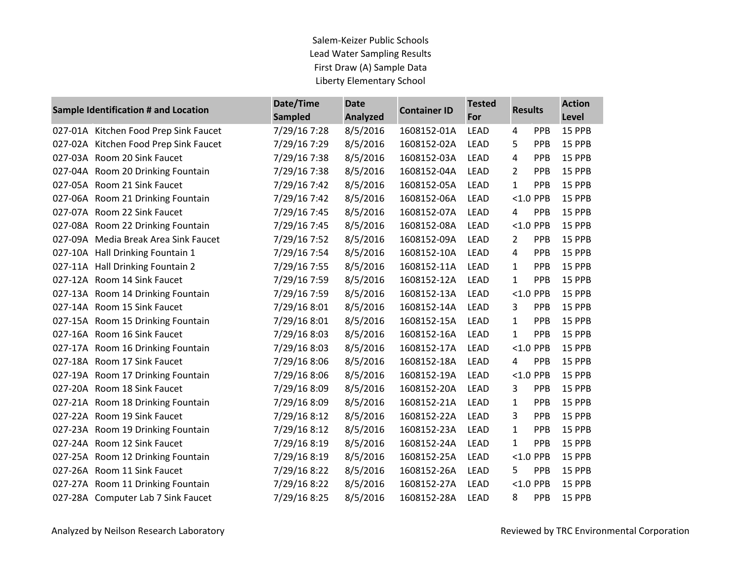Salem-Keizer Public Schools
Lead Water Sampling Results
First Draw (A) Sample Data
Liberty Elementary School

| Sample Identification # and Location | | Date/Time Sampled | Date Analyzed | Container ID | Tested For | Results | | Action Level |
|---|---|---|---|---|---|---|---|---|
| 027-01A | Kitchen Food Prep Sink Faucet | 7/29/16 7:28 | 8/5/2016 | 1608152-01A | LEAD | 4 | PPB | 15 PPB |
| 027-02A | Kitchen Food Prep Sink Faucet | 7/29/16 7:29 | 8/5/2016 | 1608152-02A | LEAD | 5 | PPB | 15 PPB |
| 027-03A | Room 20 Sink Faucet | 7/29/16 7:38 | 8/5/2016 | 1608152-03A | LEAD | 4 | PPB | 15 PPB |
| 027-04A | Room 20 Drinking Fountain | 7/29/16 7:38 | 8/5/2016 | 1608152-04A | LEAD | 2 | PPB | 15 PPB |
| 027-05A | Room 21 Sink Faucet | 7/29/16 7:42 | 8/5/2016 | 1608152-05A | LEAD | 1 | PPB | 15 PPB |
| 027-06A | Room 21 Drinking Fountain | 7/29/16 7:42 | 8/5/2016 | 1608152-06A | LEAD | <1.0 | PPB | 15 PPB |
| 027-07A | Room 22 Sink Faucet | 7/29/16 7:45 | 8/5/2016 | 1608152-07A | LEAD | 4 | PPB | 15 PPB |
| 027-08A | Room 22 Drinking Fountain | 7/29/16 7:45 | 8/5/2016 | 1608152-08A | LEAD | <1.0 | PPB | 15 PPB |
| 027-09A | Media Break Area Sink Faucet | 7/29/16 7:52 | 8/5/2016 | 1608152-09A | LEAD | 2 | PPB | 15 PPB |
| 027-10A | Hall Drinking Fountain 1 | 7/29/16 7:54 | 8/5/2016 | 1608152-10A | LEAD | 4 | PPB | 15 PPB |
| 027-11A | Hall Drinking Fountain 2 | 7/29/16 7:55 | 8/5/2016 | 1608152-11A | LEAD | 1 | PPB | 15 PPB |
| 027-12A | Room 14 Sink Faucet | 7/29/16 7:59 | 8/5/2016 | 1608152-12A | LEAD | 1 | PPB | 15 PPB |
| 027-13A | Room 14 Drinking Fountain | 7/29/16 7:59 | 8/5/2016 | 1608152-13A | LEAD | <1.0 | PPB | 15 PPB |
| 027-14A | Room 15 Sink Faucet | 7/29/16 8:01 | 8/5/2016 | 1608152-14A | LEAD | 3 | PPB | 15 PPB |
| 027-15A | Room 15 Drinking Fountain | 7/29/16 8:01 | 8/5/2016 | 1608152-15A | LEAD | 1 | PPB | 15 PPB |
| 027-16A | Room 16 Sink Faucet | 7/29/16 8:03 | 8/5/2016 | 1608152-16A | LEAD | 1 | PPB | 15 PPB |
| 027-17A | Room 16 Drinking Fountain | 7/29/16 8:03 | 8/5/2016 | 1608152-17A | LEAD | <1.0 | PPB | 15 PPB |
| 027-18A | Room 17 Sink Faucet | 7/29/16 8:06 | 8/5/2016 | 1608152-18A | LEAD | 4 | PPB | 15 PPB |
| 027-19A | Room 17 Drinking Fountain | 7/29/16 8:06 | 8/5/2016 | 1608152-19A | LEAD | <1.0 | PPB | 15 PPB |
| 027-20A | Room 18 Sink Faucet | 7/29/16 8:09 | 8/5/2016 | 1608152-20A | LEAD | 3 | PPB | 15 PPB |
| 027-21A | Room 18 Drinking Fountain | 7/29/16 8:09 | 8/5/2016 | 1608152-21A | LEAD | 1 | PPB | 15 PPB |
| 027-22A | Room 19 Sink Faucet | 7/29/16 8:12 | 8/5/2016 | 1608152-22A | LEAD | 3 | PPB | 15 PPB |
| 027-23A | Room 19 Drinking Fountain | 7/29/16 8:12 | 8/5/2016 | 1608152-23A | LEAD | 1 | PPB | 15 PPB |
| 027-24A | Room 12 Sink Faucet | 7/29/16 8:19 | 8/5/2016 | 1608152-24A | LEAD | 1 | PPB | 15 PPB |
| 027-25A | Room 12 Drinking Fountain | 7/29/16 8:19 | 8/5/2016 | 1608152-25A | LEAD | <1.0 | PPB | 15 PPB |
| 027-26A | Room 11 Sink Faucet | 7/29/16 8:22 | 8/5/2016 | 1608152-26A | LEAD | 5 | PPB | 15 PPB |
| 027-27A | Room 11 Drinking Fountain | 7/29/16 8:22 | 8/5/2016 | 1608152-27A | LEAD | <1.0 | PPB | 15 PPB |
| 027-28A | Computer Lab 7 Sink Faucet | 7/29/16 8:25 | 8/5/2016 | 1608152-28A | LEAD | 8 | PPB | 15 PPB |

Analyzed by Neilson Research Laboratory

Reviewed by TRC Environmental Corporation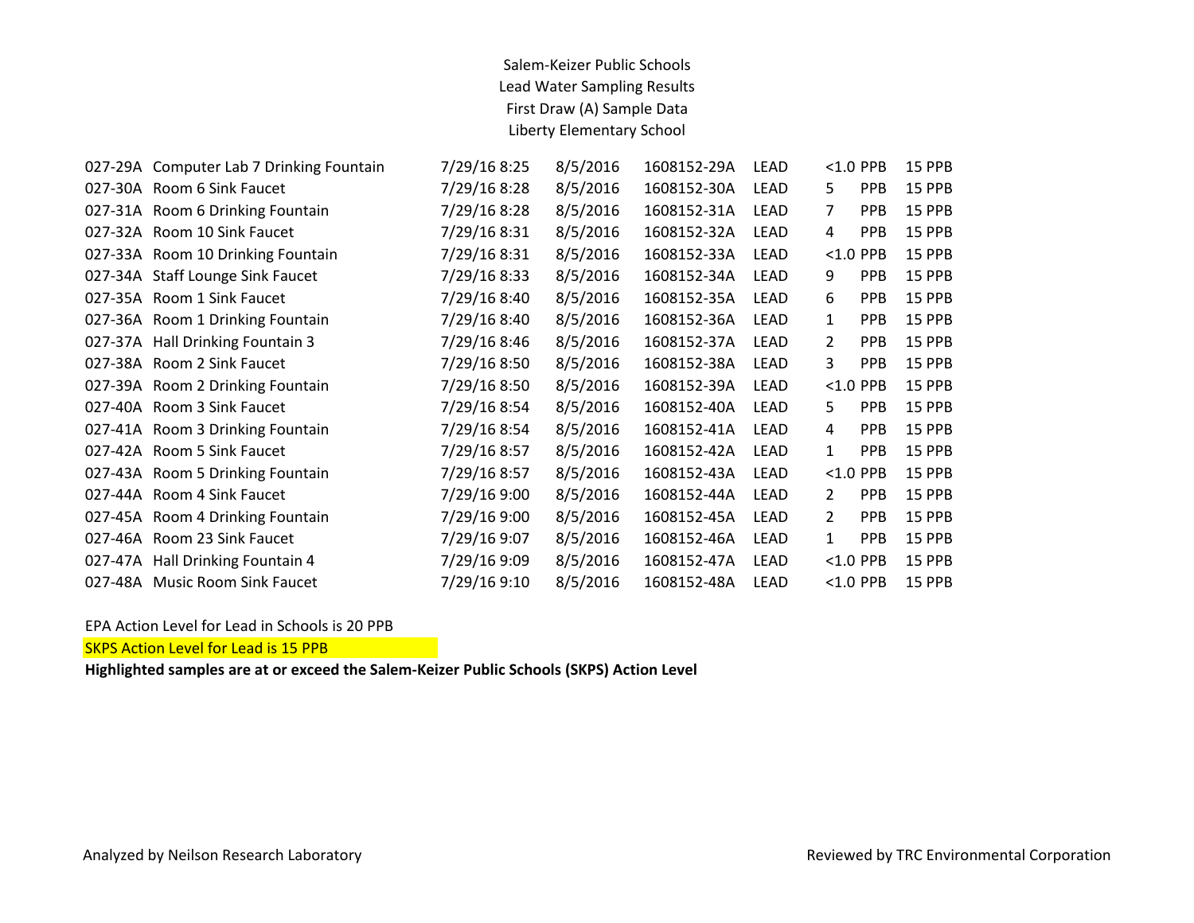Salem-Keizer Public Schools
Lead Water Sampling Results
First Draw (A) Sample Data
Liberty Elementary School

| | | | | | | | | |
|---|---|---|---|---|---|---|---|---|
| 027-29A | Computer Lab 7 Drinking Fountain | 7/29/16 8:25 | 8/5/2016 | 1608152-29A | LEAD | <1.0 | PPB | 15 PPB |
| 027-30A | Room 6 Sink Faucet | 7/29/16 8:28 | 8/5/2016 | 1608152-30A | LEAD | 5 | PPB | 15 PPB |
| 027-31A | Room 6 Drinking Fountain | 7/29/16 8:28 | 8/5/2016 | 1608152-31A | LEAD | 7 | PPB | 15 PPB |
| 027-32A | Room 10 Sink Faucet | 7/29/16 8:31 | 8/5/2016 | 1608152-32A | LEAD | 4 | PPB | 15 PPB |
| 027-33A | Room 10 Drinking Fountain | 7/29/16 8:31 | 8/5/2016 | 1608152-33A | LEAD | <1.0 | PPB | 15 PPB |
| 027-34A | Staff Lounge Sink Faucet | 7/29/16 8:33 | 8/5/2016 | 1608152-34A | LEAD | 9 | PPB | 15 PPB |
| 027-35A | Room 1 Sink Faucet | 7/29/16 8:40 | 8/5/2016 | 1608152-35A | LEAD | 6 | PPB | 15 PPB |
| 027-36A | Room 1 Drinking Fountain | 7/29/16 8:40 | 8/5/2016 | 1608152-36A | LEAD | 1 | PPB | 15 PPB |
| 027-37A | Hall Drinking Fountain 3 | 7/29/16 8:46 | 8/5/2016 | 1608152-37A | LEAD | 2 | PPB | 15 PPB |
| 027-38A | Room 2 Sink Faucet | 7/29/16 8:50 | 8/5/2016 | 1608152-38A | LEAD | 3 | PPB | 15 PPB |
| 027-39A | Room 2 Drinking Fountain | 7/29/16 8:50 | 8/5/2016 | 1608152-39A | LEAD | <1.0 | PPB | 15 PPB |
| 027-40A | Room 3 Sink Faucet | 7/29/16 8:54 | 8/5/2016 | 1608152-40A | LEAD | 5 | PPB | 15 PPB |
| 027-41A | Room 3 Drinking Fountain | 7/29/16 8:54 | 8/5/2016 | 1608152-41A | LEAD | 4 | PPB | 15 PPB |
| 027-42A | Room 5 Sink Faucet | 7/29/16 8:57 | 8/5/2016 | 1608152-42A | LEAD | 1 | PPB | 15 PPB |
| 027-43A | Room 5 Drinking Fountain | 7/29/16 8:57 | 8/5/2016 | 1608152-43A | LEAD | <1.0 | PPB | 15 PPB |
| 027-44A | Room 4 Sink Faucet | 7/29/16 9:00 | 8/5/2016 | 1608152-44A | LEAD | 2 | PPB | 15 PPB |
| 027-45A | Room 4 Drinking Fountain | 7/29/16 9:00 | 8/5/2016 | 1608152-45A | LEAD | 2 | PPB | 15 PPB |
| 027-46A | Room 23 Sink Faucet | 7/29/16 9:07 | 8/5/2016 | 1608152-46A | LEAD | 1 | PPB | 15 PPB |
| 027-47A | Hall Drinking Fountain 4 | 7/29/16 9:09 | 8/5/2016 | 1608152-47A | LEAD | <1.0 | PPB | 15 PPB |
| 027-48A | Music Room Sink Faucet | 7/29/16 9:10 | 8/5/2016 | 1608152-48A | LEAD | <1.0 | PPB | 15 PPB |

EPA Action Level for Lead in Schools is 20 PPB

SKPS Action Level for Lead is 15 PPB

**Highlighted samples are at or exceed the Salem-Keizer Public Schools (SKPS) Action Level**

Analyzed by Neilson Research Laboratory

Reviewed by TRC Environmental Corporation